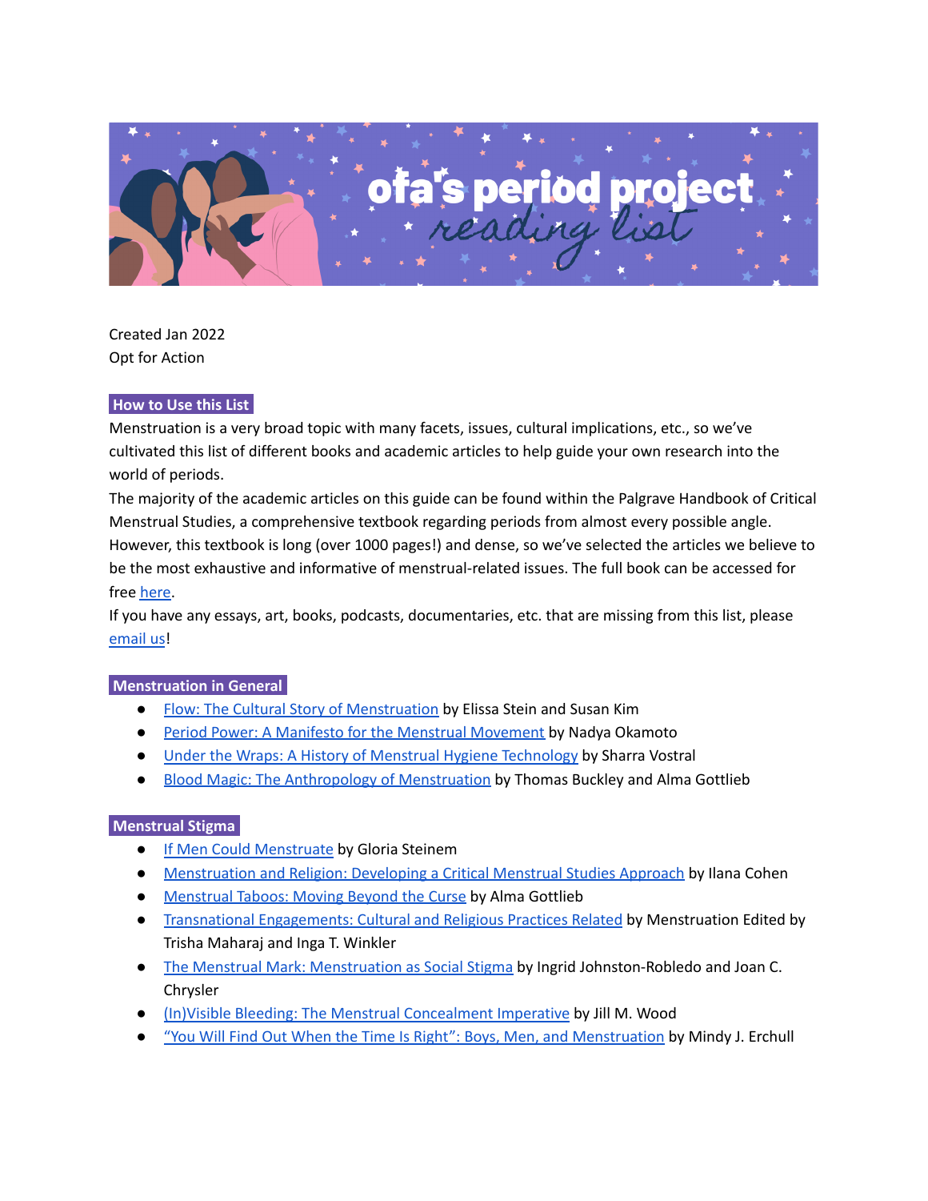# ofa's period project reading list

Created Jan 2022
Opt for Action

## How to Use this List

Menstruation is a very broad topic with many facets, issues, cultural implications, etc., so we've cultivated this list of different books and academic articles to help guide your own research into the world of periods.

The majority of the academic articles on this guide can be found within the Palgrave Handbook of Critical Menstrual Studies, a comprehensive textbook regarding periods from almost every possible angle. However, this textbook is long (over 1000 pages!) and dense, so we've selected the articles we believe to be the most exhaustive and informative of menstrual-related issues. The full book can be accessed for free here.

If you have any essays, art, books, podcasts, documentaries, etc. that are missing from this list, please email us!

## Menstruation in General

- Flow: The Cultural Story of Menstruation by Elissa Stein and Susan Kim
- Period Power: A Manifesto for the Menstrual Movement by Nadya Okamoto
- Under the Wraps: A History of Menstrual Hygiene Technology by Sharra Vostral
- Blood Magic: The Anthropology of Menstruation by Thomas Buckley and Alma Gottlieb

## Menstrual Stigma

- If Men Could Menstruate by Gloria Steinem
- Menstruation and Religion: Developing a Critical Menstrual Studies Approach by Ilana Cohen
- Menstrual Taboos: Moving Beyond the Curse by Alma Gottlieb
- Transnational Engagements: Cultural and Religious Practices Related by Menstruation Edited by Trisha Maharaj and Inga T. Winkler
- The Menstrual Mark: Menstruation as Social Stigma by Ingrid Johnston-Robledo and Joan C. Chrysler
- (In)Visible Bleeding: The Menstrual Concealment Imperative by Jill M. Wood
- "You Will Find Out When the Time Is Right": Boys, Men, and Menstruation by Mindy J. Erchull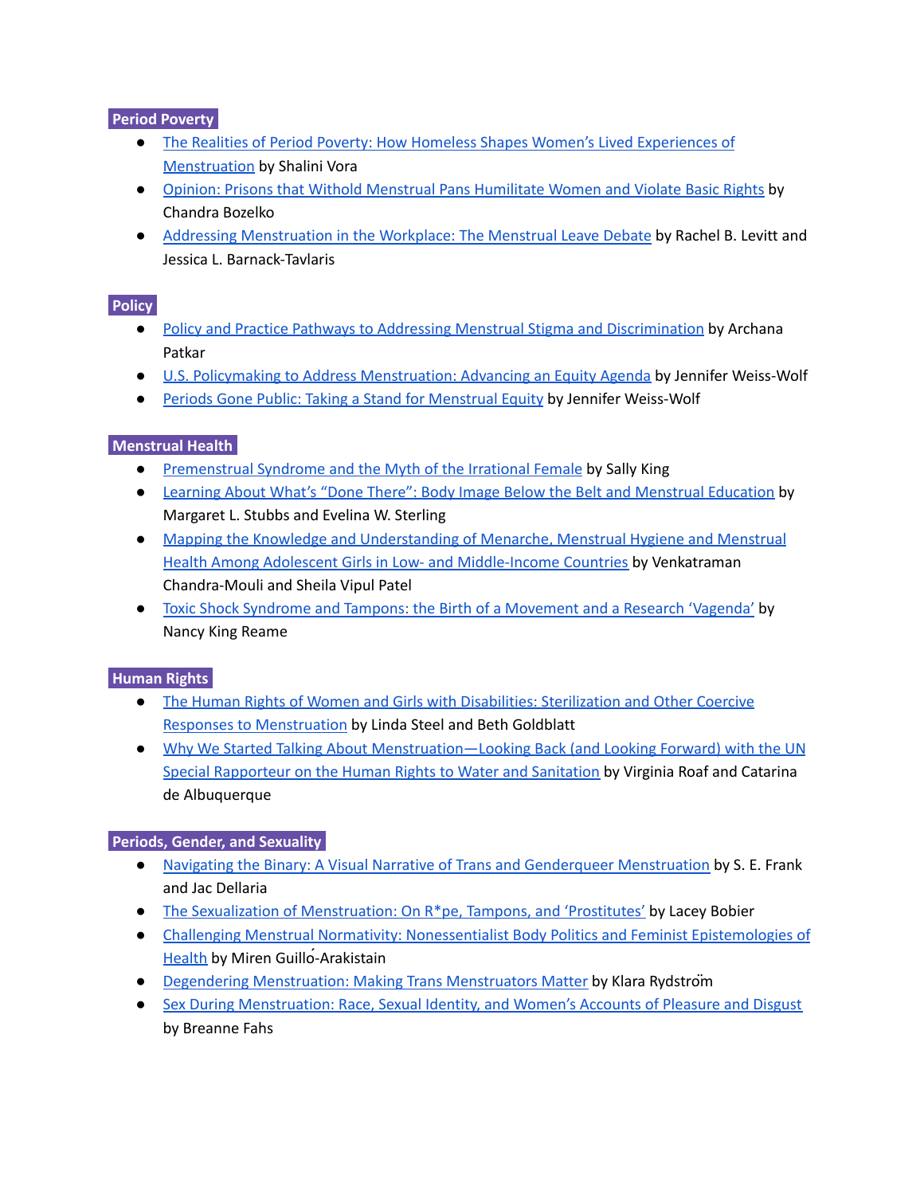## Period Poverty

- The Realities of Period Poverty: How Homeless Shapes Women's Lived Experiences of Menstruation by Shalini Vora
- Opinion: Prisons that Withold Menstrual Pans Humilitate Women and Violate Basic Rights by Chandra Bozelko
- Addressing Menstruation in the Workplace: The Menstrual Leave Debate by Rachel B. Levitt and Jessica L. Barnack-Tavlaris

## Policy

- Policy and Practice Pathways to Addressing Menstrual Stigma and Discrimination by Archana Patkar
- U.S. Policymaking to Address Menstruation: Advancing an Equity Agenda by Jennifer Weiss-Wolf
- Periods Gone Public: Taking a Stand for Menstrual Equity by Jennifer Weiss-Wolf

## Menstrual Health

- Premenstrual Syndrome and the Myth of the Irrational Female by Sally King
- Learning About What's "Done There": Body Image Below the Belt and Menstrual Education by Margaret L. Stubbs and Evelina W. Sterling
- Mapping the Knowledge and Understanding of Menarche, Menstrual Hygiene and Menstrual Health Among Adolescent Girls in Low- and Middle-Income Countries by Venkatraman Chandra-Mouli and Sheila Vipul Patel
- Toxic Shock Syndrome and Tampons: the Birth of a Movement and a Research 'Vagenda' by Nancy King Reame

## Human Rights

- The Human Rights of Women and Girls with Disabilities: Sterilization and Other Coercive Responses to Menstruation by Linda Steel and Beth Goldblatt
- Why We Started Talking About Menstruation—Looking Back (and Looking Forward) with the UN Special Rapporteur on the Human Rights to Water and Sanitation by Virginia Roaf and Catarina de Albuquerque

## Periods, Gender, and Sexuality

- Navigating the Binary: A Visual Narrative of Trans and Genderqueer Menstruation by S. E. Frank and Jac Dellaria
- The Sexualization of Menstruation: On R*pe, Tampons, and 'Prostitutes' by Lacey Bobier
- Challenging Menstrual Normativity: Nonessentialist Body Politics and Feminist Epistemologies of Health by Miren Guilló-Arakistain
- Degendering Menstruation: Making Trans Menstruators Matter by Klara Rydström
- Sex During Menstruation: Race, Sexual Identity, and Women's Accounts of Pleasure and Disgust by Breanne Fahs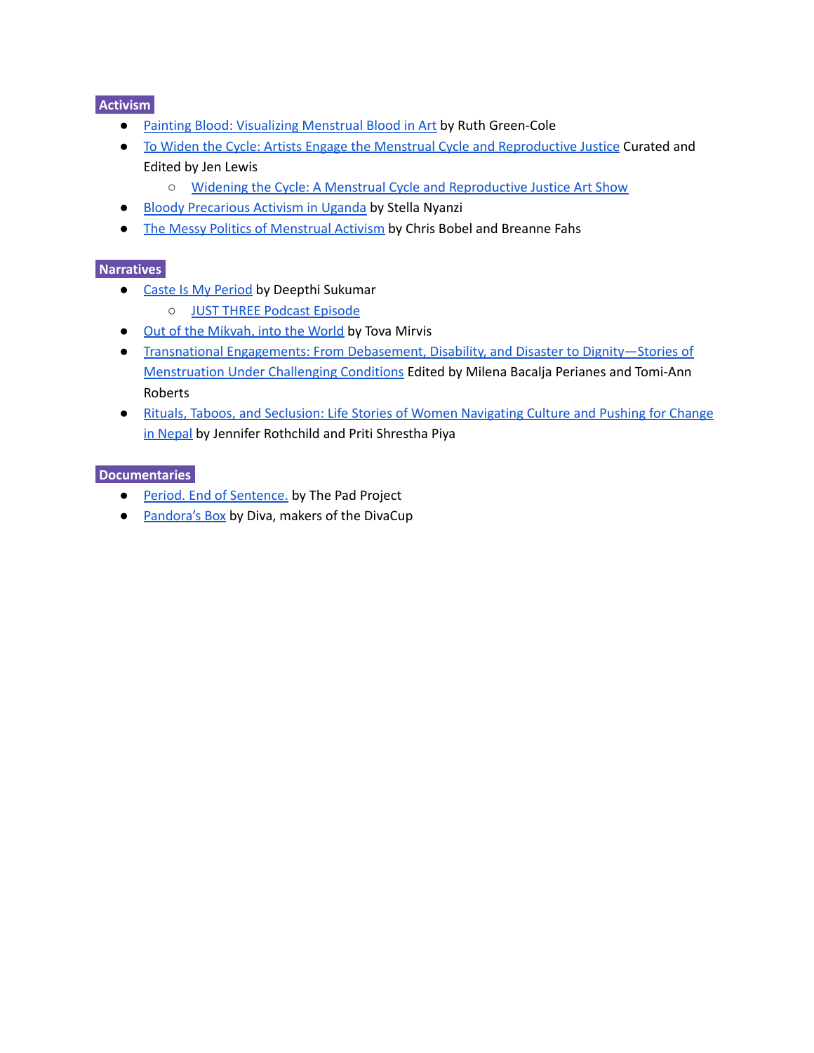## Activism

- Painting Blood: Visualizing Menstrual Blood in Art by Ruth Green-Cole
- To Widen the Cycle: Artists Engage the Menstrual Cycle and Reproductive Justice Curated and Edited by Jen Lewis
  - Widening the Cycle: A Menstrual Cycle and Reproductive Justice Art Show
- Bloody Precarious Activism in Uganda by Stella Nyanzi
- The Messy Politics of Menstrual Activism by Chris Bobel and Breanne Fahs

## Narratives

- Caste Is My Period by Deepthi Sukumar
  - JUST THREE Podcast Episode
- Out of the Mikvah, into the World by Tova Mirvis
- Transnational Engagements: From Debasement, Disability, and Disaster to Dignity—Stories of Menstruation Under Challenging Conditions Edited by Milena Bacalja Perianes and Tomi-Ann Roberts
- Rituals, Taboos, and Seclusion: Life Stories of Women Navigating Culture and Pushing for Change in Nepal by Jennifer Rothchild and Priti Shrestha Piya

## Documentaries

- Period. End of Sentence. by The Pad Project
- Pandora's Box by Diva, makers of the DivaCup